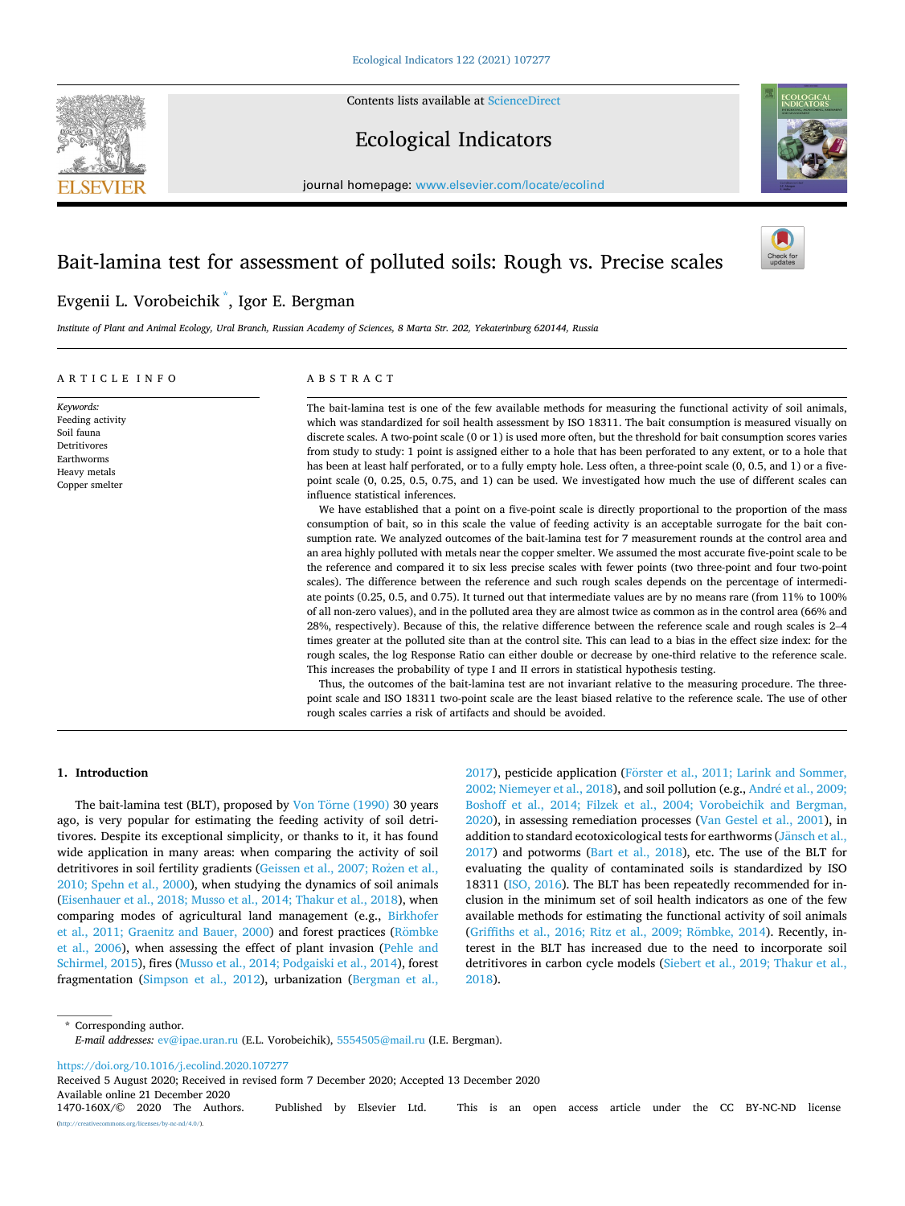# Bait-lamina test for assessment of polluted soils: Rough vs. Precise scales

Evgenii L. Vorobeichik *, Igor E. Bergman

*Institute of Plant and Animal Ecology, Ural Branch, Russian Academy of Sciences, 8 Marta Str. 202, Yekaterinburg 620144, Russia*

## ARTICLE INFO

*Keywords:*
Feeding activity
Soil fauna
Detritivores
Earthworms
Heavy metals
Copper smelter

## ABSTRACT

The bait-lamina test is one of the few available methods for measuring the functional activity of soil animals, which was standardized for soil health assessment by ISO 18311. The bait consumption is measured visually on discrete scales. A two-point scale (0 or 1) is used more often, but the threshold for bait consumption scores varies from study to study: 1 point is assigned either to a hole that has been perforated to any extent, or to a hole that has been at least half perforated, or to a fully empty hole. Less often, a three-point scale (0, 0.5, and 1) or a five-point scale (0, 0.25, 0.5, 0.75, and 1) can be used. We investigated how much the use of different scales can influence statistical inferences.

We have established that a point on a five-point scale is directly proportional to the proportion of the mass consumption of bait, so in this scale the value of feeding activity is an acceptable surrogate for the bait consumption rate. We analyzed outcomes of the bait-lamina test for 7 measurement rounds at the control area and an area highly polluted with metals near the copper smelter. We assumed the most accurate five-point scale to be the reference and compared it to six less precise scales with fewer points (two three-point and four two-point scales). The difference between the reference and such rough scales depends on the percentage of intermediate points (0.25, 0.5, and 0.75). It turned out that intermediate values are by no means rare (from 11% to 100% of all non-zero values), and in the polluted area they are almost twice as common as in the control area (66% and 28%, respectively). Because of this, the relative difference between the reference scale and rough scales is 2–4 times greater at the polluted site than at the control site. This can lead to a bias in the effect size index: for the rough scales, the log Response Ratio can either double or decrease by one-third relative to the reference scale. This increases the probability of type I and II errors in statistical hypothesis testing.

Thus, the outcomes of the bait-lamina test are not invariant relative to the measuring procedure. The three-point scale and ISO 18311 two-point scale are the least biased relative to the reference scale. The use of other rough scales carries a risk of artifacts and should be avoided.

## 1. Introduction

The bait-lamina test (BLT), proposed by Von Törne (1990) 30 years ago, is very popular for estimating the feeding activity of soil detritivores. Despite its exceptional simplicity, or thanks to it, it has found wide application in many areas: when comparing the activity of soil detritivores in soil fertility gradients (Geissen et al., 2007; Rożen et al., 2010; Spehn et al., 2000), when studying the dynamics of soil animals (Eisenhauer et al., 2018; Musso et al., 2014; Thakur et al., 2018), when comparing modes of agricultural land management (e.g., Birkhofer et al., 2011; Graenitz and Bauer, 2000) and forest practices (Römbke et al., 2006), when assessing the effect of plant invasion (Pehle and Schirmel, 2015), fires (Musso et al., 2014; Podgaiski et al., 2014), forest fragmentation (Simpson et al., 2012), urbanization (Bergman et al., 2017), pesticide application (Förster et al., 2011; Larink and Sommer, 2002; Niemeyer et al., 2018), and soil pollution (e.g., André et al., 2009; Boshoff et al., 2014; Filzek et al., 2004; Vorobeichik and Bergman, 2020), in assessing remediation processes (Van Gestel et al., 2001), in addition to standard ecotoxicological tests for earthworms (Jänsch et al., 2017) and potworms (Bart et al., 2018), etc. The use of the BLT for evaluating the quality of contaminated soils is standardized by ISO 18311 (ISO, 2016). The BLT has been repeatedly recommended for inclusion in the minimum set of soil health indicators as one of the few available methods for estimating the functional activity of soil animals (Griffiths et al., 2016; Ritz et al., 2009; Römbke, 2014). Recently, interest in the BLT has increased due to the need to incorporate soil detritivores in carbon cycle models (Siebert et al., 2019; Thakur et al., 2018).

* Corresponding author.
*E-mail addresses:* ev@ipae.uran.ru (E.L. Vorobeichik), 5554505@mail.ru (I.E. Bergman).

https://doi.org/10.1016/j.ecolind.2020.107277
Received 5 August 2020; Received in revised form 7 December 2020; Accepted 13 December 2020
Available online 21 December 2020
1470-160X/© 2020 The Authors. Published by Elsevier Ltd. This is an open access article under the CC BY-NC-ND license (http://creativecommons.org/licenses/by-nc-nd/4.0/).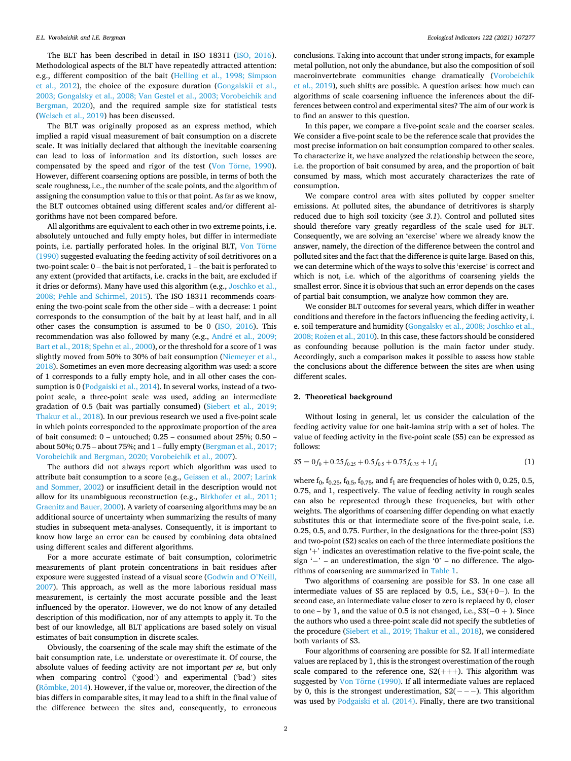The BLT has been described in detail in ISO 18311 (ISO, 2016). Methodological aspects of the BLT have repeatedly attracted attention: e.g., different composition of the bait (Helling et al., 1998; Simpson et al., 2012), the choice of the exposure duration (Gongalskii et al., 2003; Gongalsky et al., 2008; Van Gestel et al., 2003; Vorobeichik and Bergman, 2020), and the required sample size for statistical tests (Welsch et al., 2019) has been discussed.

The BLT was originally proposed as an express method, which implied a rapid visual measurement of bait consumption on a discrete scale. It was initially declared that although the inevitable coarsening can lead to loss of information and its distortion, such losses are compensated by the speed and rigor of the test (Von Törne, 1990). However, different coarsening options are possible, in terms of both the scale roughness, i.e., the number of the scale points, and the algorithm of assigning the consumption value to this or that point. As far as we know, the BLT outcomes obtained using different scales and/or different algorithms have not been compared before.

All algorithms are equivalent to each other in two extreme points, i.e. absolutely untouched and fully empty holes, but differ in intermediate points, i.e. partially perforated holes. In the original BLT, Von Törne (1990) suggested evaluating the feeding activity of soil detritivores on a two-point scale: 0 – the bait is not perforated, 1 – the bait is perforated to any extent (provided that artifacts, i.e. cracks in the bait, are excluded if it dries or deforms). Many have used this algorithm (e.g., Joschko et al., 2008; Pehle and Schirmel, 2015). The ISO 18311 recommends coarsening the two-point scale from the other side – with a decrease: 1 point corresponds to the consumption of the bait by at least half, and in all other cases the consumption is assumed to be 0 (ISO, 2016). This recommendation was also followed by many (e.g., André et al., 2009; Bart et al., 2018; Spehn et al., 2000), or the threshold for a score of 1 was slightly moved from 50% to 30% of bait consumption (Niemeyer et al., 2018). Sometimes an even more decreasing algorithm was used: a score of 1 corresponds to a fully empty hole, and in all other cases the consumption is 0 (Podgaiski et al., 2014). In several works, instead of a two-point scale, a three-point scale was used, adding an intermediate gradation of 0.5 (bait was partially consumed) (Siebert et al., 2019; Thakur et al., 2018). In our previous research we used a five-point scale in which points corresponded to the approximate proportion of the area of bait consumed: 0 – untouched; 0.25 – consumed about 25%; 0.50 – about 50%; 0.75 – about 75%; and 1 – fully empty (Bergman et al., 2017; Vorobeichik and Bergman, 2020; Vorobeichik et al., 2007).

The authors did not always report which algorithm was used to attribute bait consumption to a score (e.g., Geissen et al., 2007; Larink and Sommer, 2002) or insufficient detail in the description would not allow for its unambiguous reconstruction (e.g., Birkhofer et al., 2011; Graenitz and Bauer, 2000). A variety of coarsening algorithms may be an additional source of uncertainty when summarizing the results of many studies in subsequent meta-analyses. Consequently, it is important to know how large an error can be caused by combining data obtained using different scales and different algorithms.

For a more accurate estimate of bait consumption, colorimetric measurements of plant protein concentrations in bait residues after exposure were suggested instead of a visual score (Godwin and O'Neill, 2007). This approach, as well as the more laborious residual mass measurement, is certainly the most accurate possible and the least influenced by the operator. However, we do not know of any detailed description of this modification, nor of any attempts to apply it. To the best of our knowledge, all BLT applications are based solely on visual estimates of bait consumption in discrete scales.

Obviously, the coarsening of the scale may shift the estimate of the bait consumption rate, i.e. understate or overestimate it. Of course, the absolute values of feeding activity are not important *per se*, but only when comparing control ('good') and experimental ('bad') sites (Römbke, 2014). However, if the value or, moreover, the direction of the bias differs in comparable sites, it may lead to a shift in the final value of the difference between the sites and, consequently, to erroneous conclusions. Taking into account that under strong impacts, for example metal pollution, not only the abundance, but also the composition of soil macroinvertebrate communities change dramatically (Vorobeichik et al., 2019), such shifts are possible. A question arises: how much can algorithms of scale coarsening influence the inferences about the differences between control and experimental sites? The aim of our work is to find an answer to this question.

In this paper, we compare a five-point scale and the coarser scales. We consider a five-point scale to be the reference scale that provides the most precise information on bait consumption compared to other scales. To characterize it, we have analyzed the relationship between the score, i.e. the proportion of bait consumed by area, and the proportion of bait consumed by mass, which most accurately characterizes the rate of consumption.

We compare control area with sites polluted by copper smelter emissions. At polluted sites, the abundance of detritivores is sharply reduced due to high soil toxicity (see *3.1*). Control and polluted sites should therefore vary greatly regardless of the scale used for BLT. Consequently, we are solving an 'exercise' where we already know the answer, namely, the direction of the difference between the control and polluted sites and the fact that the difference is quite large. Based on this, we can determine which of the ways to solve this 'exercise' is correct and which is not, i.e. which of the algorithms of coarsening yields the smallest error. Since it is obvious that such an error depends on the cases of partial bait consumption, we analyze how common they are.

We consider BLT outcomes for several years, which differ in weather conditions and therefore in the factors influencing the feeding activity, i.e. soil temperature and humidity (Gongalsky et al., 2008; Joschko et al., 2008; Rożen et al., 2010). In this case, these factors should be considered as confounding because pollution is the main factor under study. Accordingly, such a comparison makes it possible to assess how stable the conclusions about the difference between the sites are when using different scales.

## 2. Theoretical background

Without losing in general, let us consider the calculation of the feeding activity value for one bait-lamina strip with a set of holes. The value of feeding activity in the five-point scale (S5) can be expressed as follows:

$$S5 = 0f_0 + 0.25f_{0.25} + 0.5f_{0.5} + 0.75f_{0.75} + 1f_1 \tag{1}$$

where $f_0$, $f_{0.25}$, $f_{0.5}$, $f_{0.75}$, and $f_1$ are frequencies of holes with 0, 0.25, 0.5, 0.75, and 1, respectively. The value of feeding activity in rough scales can also be represented through these frequencies, but with other weights. The algorithms of coarsening differ depending on what exactly substitutes this or that intermediate score of the five-point scale, i.e. 0.25, 0.5, and 0.75. Further, in the designations for the three-point (S3) and two-point (S2) scales on each of the three intermediate positions the sign '+' indicates an overestimation relative to the five-point scale, the sign '−' – an underestimation, the sign '0' – no difference. The algorithms of coarsening are summarized in Table 1.

Two algorithms of coarsening are possible for S3. In one case all intermediate values of S5 are replaced by 0.5, i.e., S3(+0−). In the second case, an intermediate value closer to zero is replaced by 0, closer to one – by 1, and the value of 0.5 is not changed, i.e., S3(−0 +). Since the authors who used a three-point scale did not specify the subtleties of the procedure (Siebert et al., 2019; Thakur et al., 2018), we considered both variants of S3.

Four algorithms of coarsening are possible for S2. If all intermediate values are replaced by 1, this is the strongest overestimation of the rough scale compared to the reference one, S2(+++). This algorithm was suggested by Von Törne (1990). If all intermediate values are replaced by 0, this is the strongest underestimation, S2(− − −). This algorithm was used by Podgaiski et al. (2014). Finally, there are two transitional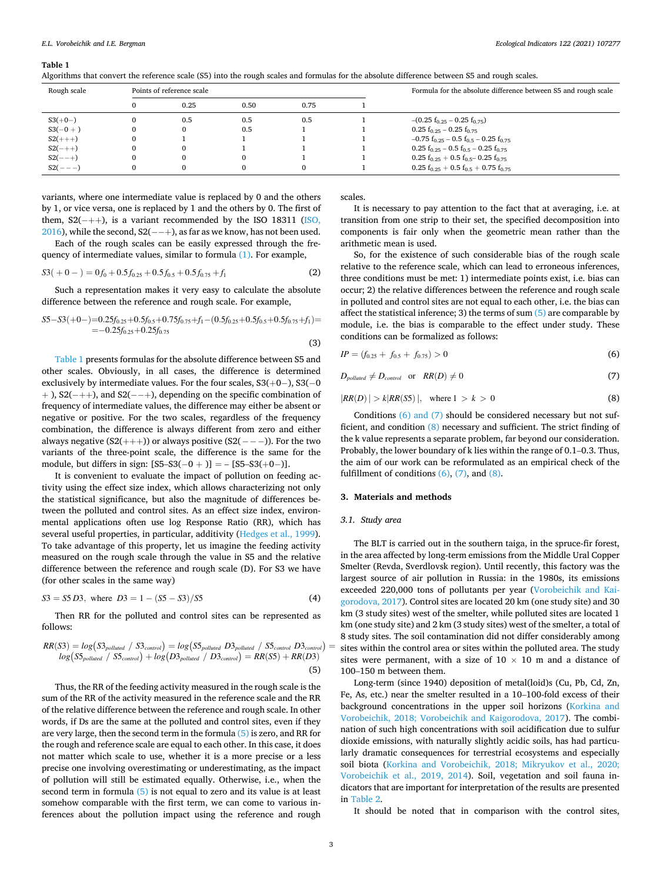**Table 1**
Algorithms that convert the reference scale (S5) into the rough scales and formulas for the absolute difference between S5 and rough scales.

| Rough scale | Points of reference scale | | | | | Formula for the absolute difference between S5 and rough scale |
|---|---|---|---|---|---|---|
| | 0 | 0.25 | 0.50 | 0.75 | 1 | |
| S3(+0−) | 0 | 0.5 | 0.5 | 0.5 | 1 | $-(0.25\ f_{0.25} - 0.25\ f_{0.75})$ |
| S3(−0 + ) | 0 | 0 | 0.5 | 1 | 1 | $0.25\ f_{0.25} - 0.25\ f_{0.75}$ |
| S2(+++) | 0 | 1 | 1 | 1 | 1 | $-0.75\ f_{0.25} - 0.5\ f_{0.5} - 0.25\ f_{0.75}$ |
| S2(−++) | 0 | 0 | 1 | 1 | 1 | $0.25\ f_{0.25} - 0.5\ f_{0.5} - 0.25\ f_{0.75}$ |
| S2(−−+) | 0 | 0 | 0 | 1 | 1 | $0.25\ f_{0.25} + 0.5\ f_{0.5} - 0.25\ f_{0.75}$ |
| S2(−−−) | 0 | 0 | 0 | 0 | 1 | $0.25\ f_{0.25} + 0.5\ f_{0.5} + 0.75\ f_{0.75}$ |

variants, where one intermediate value is replaced by 0 and the others by 1, or vice versa, one is replaced by 1 and the others by 0. The first of them, S2(−++), is a variant recommended by the ISO 18311 (ISO, 2016), while the second, S2(−−+), as far as we know, has not been used.

Each of the rough scales can be easily expressed through the frequency of intermediate values, similar to formula (1). For example,

$$S3(+0-) = 0f_0 + 0.5f_{0.25} + 0.5f_{0.5} + 0.5f_{0.75} + f_1 \tag{2}$$

Such a representation makes it very easy to calculate the absolute difference between the reference and rough scale. For example,

$$S5 - S3(+0-) = 0.25f_{0.25} + 0.5f_{0.5} + 0.75f_{0.75} + f_1 - (0.5f_{0.25} + 0.5f_{0.5} + 0.5f_{0.75} + f_1) = = -0.25f_{0.25} + 0.25f_{0.75} \tag{3}$$

Table 1 presents formulas for the absolute difference between S5 and other scales. Obviously, in all cases, the difference is determined exclusively by intermediate values. For the four scales, S3(+0−), S3(−0 + ), S2(−++), and S2(−−+), depending on the specific combination of frequency of intermediate values, the difference may either be absent or negative or positive. For the two scales, regardless of the frequency combination, the difference is always different from zero and either always negative (S2(+++)) or always positive (S2(−−−)). For the two variants of the three-point scale, the difference is the same for the module, but differs in sign: [S5–S3(−0 + )] = − [S5–S3(+0−)].

It is convenient to evaluate the impact of pollution on feeding activity using the effect size index, which allows characterizing not only the statistical significance, but also the magnitude of differences between the polluted and control sites. As an effect size index, environmental applications often use log Response Ratio (RR), which has several useful properties, in particular, additivity (Hedges et al., 1999). To take advantage of this property, let us imagine the feeding activity measured on the rough scale through the value in S5 and the relative difference between the reference and rough scale (D). For S3 we have (for other scales in the same way)

$$S3 = S5\,D3, \text{ where } D3 = 1 - (S5 - S3)/S5 \tag{4}$$

Then RR for the polluted and control sites can be represented as follows:

$$RR(S3) = log\left(S3_{polluted} / S3_{control}\right) = log\left(S5_{polluted}\ D3_{polluted} / S5_{control}\ D3_{control}\right) = log\left(S5_{polluted} / S5_{control}\right) + log\left(D3_{polluted} / D3_{control}\right) = RR(S5) + RR(D3) \tag{5}$$

Thus, the RR of the feeding activity measured in the rough scale is the sum of the RR of the activity measured in the reference scale and the RR of the relative difference between the reference and rough scale. In other words, if Ds are the same at the polluted and control sites, even if they are very large, then the second term in the formula (5) is zero, and RR for the rough and reference scale are equal to each other. In this case, it does not matter which scale to use, whether it is a more precise or a less precise one involving overestimating or underestimating, as the impact of pollution will still be estimated equally. Otherwise, i.e., when the second term in formula (5) is not equal to zero and its value is at least somehow comparable with the first term, we can come to various inferences about the pollution impact using the reference and rough scales.

It is necessary to pay attention to the fact that at averaging, i.e. at transition from one strip to their set, the specified decomposition into components is fair only when the geometric mean rather than the arithmetic mean is used.

So, for the existence of such considerable bias of the rough scale relative to the reference scale, which can lead to erroneous inferences, three conditions must be met: 1) intermediate points exist, i.e. bias can occur; 2) the relative differences between the reference and rough scale in polluted and control sites are not equal to each other, i.e. the bias can affect the statistical inference; 3) the terms of sum (5) are comparable by module, i.e. the bias is comparable to the effect under study. These conditions can be formalized as follows:

$$IP = (f_{0.25} + f_{0.5} + f_{0.75}) > 0 \tag{6}$$

$$D_{polluted} \neq D_{control} \quad \text{or} \quad RR(D) \neq 0 \tag{7}$$

$$|RR(D)| > k|RR(S5)|, \quad \text{where } 1 > k > 0 \tag{8}$$

Conditions (6) and (7) should be considered necessary but not sufficient, and condition (8) necessary and sufficient. The strict finding of the k value represents a separate problem, far beyond our consideration. Probably, the lower boundary of k lies within the range of 0.1–0.3. Thus, the aim of our work can be reformulated as an empirical check of the fulfillment of conditions (6), (7), and (8).

## 3. Materials and methods

### 3.1. Study area

The BLT is carried out in the southern taiga, in the spruce-fir forest, in the area affected by long-term emissions from the Middle Ural Copper Smelter (Revda, Sverdlovsk region). Until recently, this factory was the largest source of air pollution in Russia: in the 1980s, its emissions exceeded 220,000 tons of pollutants per year (Vorobeichik and Kaigorodova, 2017). Control sites are located 20 km (one study site) and 30 km (3 study sites) west of the smelter, while polluted sites are located 1 km (one study site) and 2 km (3 study sites) west of the smelter, a total of 8 study sites. The soil contamination did not differ considerably among sites within the control area or sites within the polluted area. The study sites were permanent, with a size of 10 × 10 m and a distance of 100–150 m between them.

Long-term (since 1940) deposition of metal(loid)s (Cu, Pb, Cd, Zn, Fe, As, etc.) near the smelter resulted in a 10–100-fold excess of their background concentrations in the upper soil horizons (Korkina and Vorobeichik, 2018; Vorobeichik and Kaigorodova, 2017). The combination of such high concentrations with soil acidification due to sulfur dioxide emissions, with naturally slightly acidic soils, has had particularly dramatic consequences for terrestrial ecosystems and especially soil biota (Korkina and Vorobeichik, 2018; Mikryukov et al., 2020; Vorobeichik et al., 2019, 2014). Soil, vegetation and soil fauna indicators that are important for interpretation of the results are presented in Table 2.

It should be noted that in comparison with the control sites,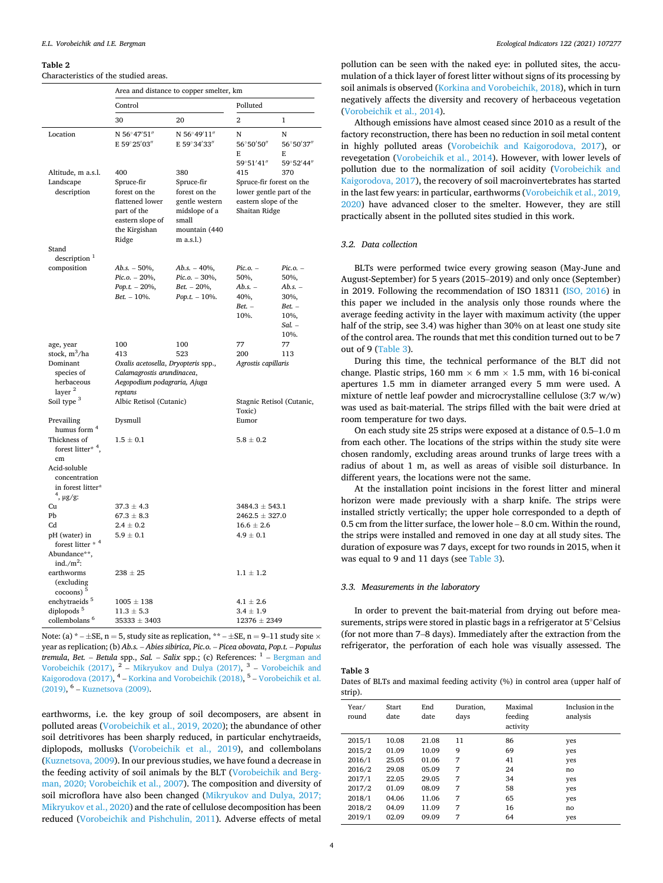**Table 2**
Characteristics of the studied areas.

| | Area and distance to copper smelter, km | | | |
|---|---|---|---|---|
| | Control | | Polluted | |
| | 30 | 20 | 2 | 1 |
| Location | N 56°47′51″ E 59°25′03″ | N 56°49′11″ E 59°34′33″ | N 56°50′50″ E 59°51′41″ | N 56°50′37″ E 59°52′44″ |
| Altitude, m a.s.l. | 400 | 380 | 415 | 370 |
| Landscape description | Spruce-fir forest on the flattened lower part of the eastern slope of the Kirgishan Ridge | Spruce-fir forest on the gentle western midslope of a small mountain (440 m a.s.l.) | Spruce-fir forest on the lower gentle part of the eastern slope of the Shaitan Ridge | |
| Stand description [1] | | | | |
| composition | *Ab.s.* – 50%, *Pic.o.* – 20%, *Pop.t.* – 20%, *Bet.* – 10%. | *Ab.s.* – 40%, *Pic.o.* – 30%, *Bet.* – 20%, *Pop.t.* – 10%. | *Pic.o.* – 50%, *Ab.s.* – 40%, *Bet.* – 10%. | *Pic.o.* – 50%, *Ab.s.* – 30%, *Bet.* – 10%, *Sal.* – 10%. |
| age, year | 100 | 100 | 77 | 77 |
| stock, $m^3$/ha | 413 | 523 | 200 | 113 |
| Dominant species of herbaceous layer [2] | *Oxalis acetosella*, *Dryopteris* spp., *Calamagrostis arundinacea*, *Aegopodium podagraria*, *Ajuga reptans* | | *Agrostis capillaris* | |
| Soil type [3] | Albic Retisol (Cutanic) | | Stagnic Retisol (Cutanic, Toxic) | |
| Prevailing humus form [4] | Dysmull | | Eumor | |
| Thickness of forest litter* [4], cm | 1.5 ± 0.1 | | 5.8 ± 0.2 | |
| Acid-soluble concentration in forest litter* [4], μg/g: | | | | |
| Cu | 37.3 ± 4.3 | | 3484.3 ± 543.1 | |
| Pb | 67.3 ± 8.3 | | 2462.5 ± 327.0 | |
| Cd | 2.4 ± 0.2 | | 16.6 ± 2.6 | |
| pH (water) in forest litter * [4] | 5.9 ± 0.1 | | 4.9 ± 0.1 | |
| Abundance**, ind./$m^2$: | | | | |
| earthworms (excluding cocoons) [5] | 238 ± 25 | | 1.1 ± 1.2 | |
| enchytraeids [5] | 1005 ± 138 | | 4.1 ± 2.6 | |
| diplopods [5] | 11.3 ± 5.3 | | 3.4 ± 1.9 | |
| collembolans [6] | 35333 ± 3403 | | 12376 ± 2349 | |

Note: (a) * – ±SE, n = 5, study site as replication, ** – ±SE, n = 9–11 study site × year as replication; (b) *Ab.s.* – *Abies sibirica*, *Pic.o.* – *Picea obovata*, *Pop.t.* – *Populus tremula*, *Bet.* – *Betula* spp., *Sal.* – *Salix* spp.; (c) References: [1] – Bergman and Vorobeichik (2017), [2] – Mikryukov and Dulya (2017), [3] – Vorobeichik and Kaigorodova (2017), [4] – Korkina and Vorobeichik (2018), [5] – Vorobeichik et al. (2019), [6] – Kuznetsova (2009).

earthworms, i.e. the key group of soil decomposers, are absent in polluted areas (Vorobeichik et al., 2019, 2020); the abundance of other soil detritivores has been sharply reduced, in particular enchytraeids, diplopods, mollusks (Vorobeichik et al., 2019), and collembolans (Kuznetsova, 2009). In our previous studies, we have found a decrease in the feeding activity of soil animals by the BLT (Vorobeichik and Bergman, 2020; Vorobeichik et al., 2007). The composition and diversity of soil microflora have also been changed (Mikryukov and Dulya, 2017; Mikryukov et al., 2020) and the rate of cellulose decomposition has been reduced (Vorobeichik and Pishchulin, 2011). Adverse effects of metal pollution can be seen with the naked eye: in polluted sites, the accumulation of a thick layer of forest litter without signs of its processing by soil animals is observed (Korkina and Vorobeichik, 2018), which in turn negatively affects the diversity and recovery of herbaceous vegetation (Vorobeichik et al., 2014).

Although emissions have almost ceased since 2010 as a result of the factory reconstruction, there has been no reduction in soil metal content in highly polluted areas (Vorobeichik and Kaigorodova, 2017), or revegetation (Vorobeichik et al., 2014). However, with lower levels of pollution due to the normalization of soil acidity (Vorobeichik and Kaigorodova, 2017), the recovery of soil macroinvertebrates has started in the last few years: in particular, earthworms (Vorobeichik et al., 2019, 2020) have advanced closer to the smelter. However, they are still practically absent in the polluted sites studied in this work.

### 3.2. Data collection

BLTs were performed twice every growing season (May-June and August-September) for 5 years (2015–2019) and only once (September) in 2019. Following the recommendation of ISO 18311 (ISO, 2016) in this paper we included in the analysis only those rounds where the average feeding activity in the layer with maximum activity (the upper half of the strip, see 3.4) was higher than 30% on at least one study site of the control area. The rounds that met this condition turned out to be 7 out of 9 (Table 3).

During this time, the technical performance of the BLT did not change. Plastic strips, 160 mm × 6 mm × 1.5 mm, with 16 bi-conical apertures 1.5 mm in diameter arranged every 5 mm were used. A mixture of nettle leaf powder and microcrystalline cellulose (3:7 w/w) was used as bait-material. The strips filled with the bait were dried at room temperature for two days.

On each study site 25 strips were exposed at a distance of 0.5–1.0 m from each other. The locations of the strips within the study site were chosen randomly, excluding areas around trunks of large trees with a radius of about 1 m, as well as areas of visible soil disturbance. In different years, the locations were not the same.

At the installation point incisions in the forest litter and mineral horizon were made previously with a sharp knife. The strips were installed strictly vertically; the upper hole corresponded to a depth of 0.5 cm from the litter surface, the lower hole – 8.0 cm. Within the round, the strips were installed and removed in one day at all study sites. The duration of exposure was 7 days, except for two rounds in 2015, when it was equal to 9 and 11 days (see Table 3).

### 3.3. Measurements in the laboratory

In order to prevent the bait-material from drying out before measurements, strips were stored in plastic bags in a refrigerator at 5°Celsius (for not more than 7–8 days). Immediately after the extraction from the refrigerator, the perforation of each hole was visually assessed. The

**Table 3**
Dates of BLTs and maximal feeding activity (%) in control area (upper half of strip).

| Year/ round | Start date | End date | Duration, days | Maximal feeding activity | Inclusion in the analysis |
|---|---|---|---|---|---|
| 2015/1 | 10.08 | 21.08 | 11 | 86 | yes |
| 2015/2 | 01.09 | 10.09 | 9 | 69 | yes |
| 2016/1 | 25.05 | 01.06 | 7 | 41 | yes |
| 2016/2 | 29.08 | 05.09 | 7 | 24 | no |
| 2017/1 | 22.05 | 29.05 | 7 | 34 | yes |
| 2017/2 | 01.09 | 08.09 | 7 | 58 | yes |
| 2018/1 | 04.06 | 11.06 | 7 | 65 | yes |
| 2018/2 | 04.09 | 11.09 | 7 | 16 | no |
| 2019/1 | 02.09 | 09.09 | 7 | 64 | yes |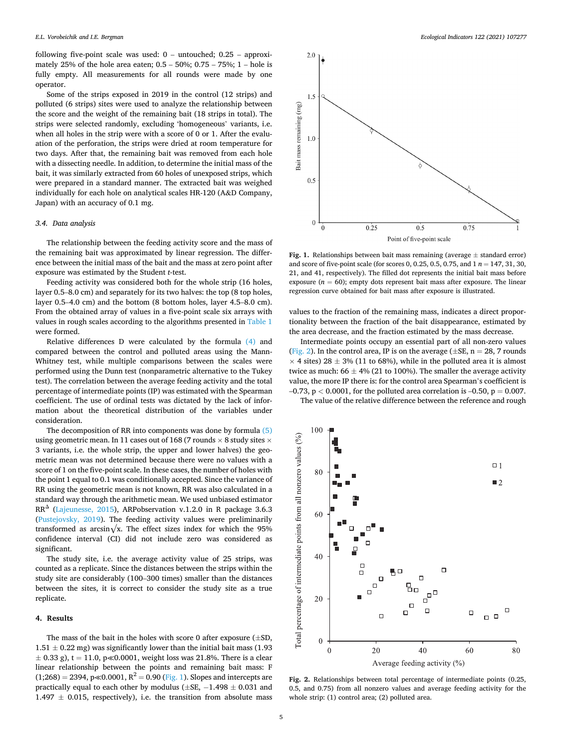following five-point scale was used: 0 – untouched; 0.25 – approximately 25% of the hole area eaten; 0.5 – 50%; 0.75 – 75%; 1 – hole is fully empty. All measurements for all rounds were made by one operator.

Some of the strips exposed in 2019 in the control (12 strips) and polluted (6 strips) sites were used to analyze the relationship between the score and the weight of the remaining bait (18 strips in total). The strips were selected randomly, excluding 'homogeneous' variants, i.e. when all holes in the strip were with a score of 0 or 1. After the evaluation of the perforation, the strips were dried at room temperature for two days. After that, the remaining bait was removed from each hole with a dissecting needle. In addition, to determine the initial mass of the bait, it was similarly extracted from 60 holes of unexposed strips, which were prepared in a standard manner. The extracted bait was weighed individually for each hole on analytical scales HR-120 (A&D Company, Japan) with an accuracy of 0.1 mg.

### 3.4. Data analysis

The relationship between the feeding activity score and the mass of the remaining bait was approximated by linear regression. The difference between the initial mass of the bait and the mass at zero point after exposure was estimated by the Student *t*-test.

Feeding activity was considered both for the whole strip (16 holes, layer 0.5–8.0 cm) and separately for its two halves: the top (8 top holes, layer 0.5–4.0 cm) and the bottom (8 bottom holes, layer 4.5–8.0 cm). From the obtained array of values in a five-point scale six arrays with values in rough scales according to the algorithms presented in Table 1 were formed.

Relative differences D were calculated by the formula (4) and compared between the control and polluted areas using the Mann-Whitney test, while multiple comparisons between the scales were performed using the Dunn test (nonparametric alternative to the Tukey test). The correlation between the average feeding activity and the total percentage of intermediate points (IP) was estimated with the Spearman coefficient. The use of ordinal tests was dictated by the lack of information about the theoretical distribution of the variables under consideration.

The decomposition of RR into components was done by formula (5) using geometric mean. In 11 cases out of 168 (7 rounds × 8 study sites × 3 variants, i.e. the whole strip, the upper and lower halves) the geometric mean was not determined because there were no values with a score of 1 on the five-point scale. In these cases, the number of holes with the point 1 equal to 0.1 was conditionally accepted. Since the variance of RR using the geometric mean is not known, RR was also calculated in a standard way through the arithmetic mean. We used unbiased estimator $RR^{\Delta}$ (Lajeunesse, 2015), ARPobservation v.1.2.0 in R package 3.6.3 (Pustejovsky, 2019). The feeding activity values were preliminarily transformed as $\arcsin\sqrt{x}$. The effect sizes index for which the 95% confidence interval (CI) did not include zero was considered as significant.

The study site, i.e. the average activity value of 25 strips, was counted as a replicate. Since the distances between the strips within the study site are considerably (100–300 times) smaller than the distances between the sites, it is correct to consider the study site as a true replicate.

## 4. Results

The mass of the bait in the holes with score 0 after exposure (±SD, 1.51 ± 0.22 mg) was significantly lower than the initial bait mass (1.93 ± 0.33 g), t = 11.0, p≪0.0001, weight loss was 21.8%. There is a clear linear relationship between the points and remaining bait mass: $F(1;268) = 2394$, $p \ll 0.0001$, $R^2 = 0.90$ (Fig. 1). Slopes and intercepts are practically equal to each other by modulus (±SE, −1.498 ± 0.031 and 1.497 ± 0.015, respectively), i.e. the transition from absolute mass values to the fraction of the remaining mass, indicates a direct proportionality between the fraction of the bait disappearance, estimated by the area decrease, and the fraction estimated by the mass decrease.

**Fig. 1.** Relationships between bait mass remaining (average ± standard error) and score of five-point scale (for scores 0, 0.25, 0.5, 0.75, and 1 *n* = 147, 31, 30, 21, and 41, respectively). The filled dot represents the initial bait mass before exposure (*n* = 60); empty dots represent bait mass after exposure. The linear regression curve obtained for bait mass after exposure is illustrated.

Intermediate points occupy an essential part of all non-zero values (Fig. 2). In the control area, IP is on the average (±SE, n = 28, 7 rounds × 4 sites) 28 ± 3% (11 to 68%), while in the polluted area it is almost twice as much: 66 ± 4% (21 to 100%). The smaller the average activity value, the more IP there is: for the control area Spearman's coefficient is –0.73, p < 0.0001, for the polluted area correlation is –0.50, p = 0.007.

The value of the relative difference between the reference and rough

**Fig. 2.** Relationships between total percentage of intermediate points (0.25, 0.5, and 0.75) from all nonzero values and average feeding activity for the whole strip: (1) control area; (2) polluted area.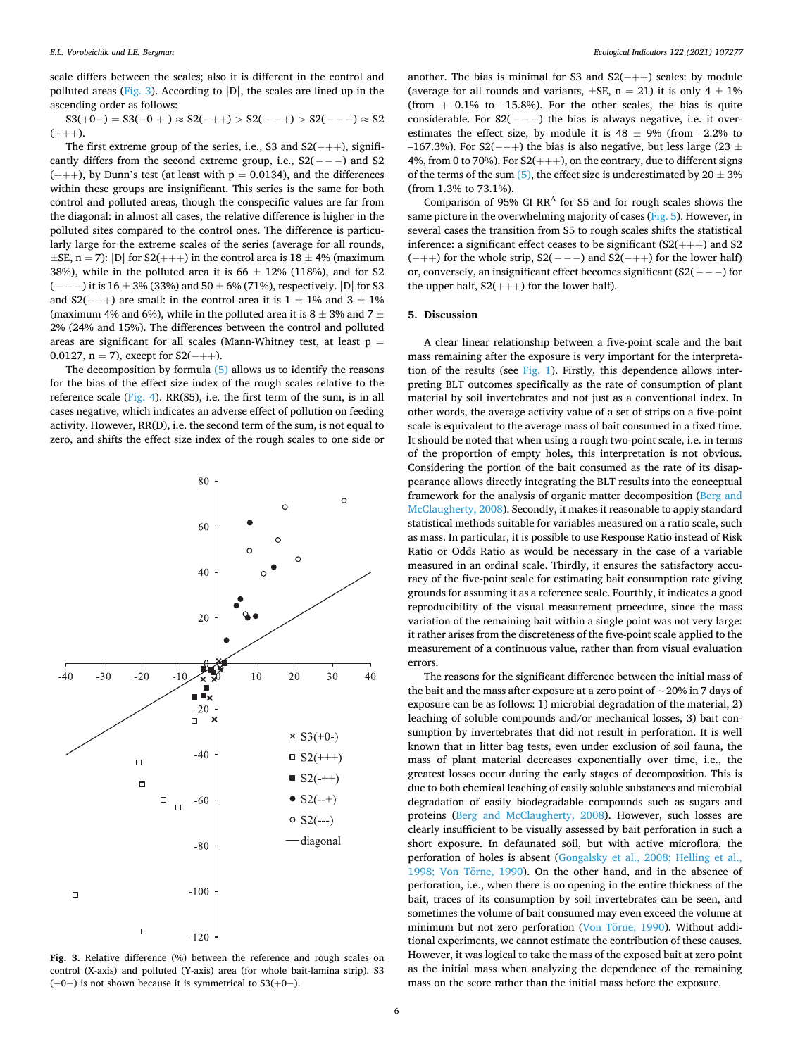scale differs between the scales; also it is different in the control and polluted areas (Fig. 3). According to |D|, the scales are lined up in the ascending order as follows:

S3(+0−) = S3(−0 + ) ≈ S2(−++) > S2(− −+) > S2(− − −) ≈ S2 (+++).

The first extreme group of the series, i.e., S3 and S2(−++), significantly differs from the second extreme group, i.e., S2(− − −) and S2 (+++), by Dunn's test (at least with $p = 0.0134$), and the differences within these groups are insignificant. This series is the same for both control and polluted areas, though the conspecific values are far from the diagonal: in almost all cases, the relative difference is higher in the polluted sites compared to the control ones. The difference is particularly large for the extreme scales of the series (average for all rounds, ±SE, n = 7): |D| for S2(+++) in the control area is 18 ± 4% (maximum 38%), while in the polluted area it is 66 ± 12% (118%), and for S2 (− − −) it is 16 ± 3% (33%) and 50 ± 6% (71%), respectively. |D| for S3 and S2(−++) are small: in the control area it is 1 ± 1% and 3 ± 1% (maximum 4% and 6%), while in the polluted area it is 8 ± 3% and 7 ± 2% (24% and 15%). The differences between the control and polluted areas are significant for all scales (Mann-Whitney test, at least $p = 0.0127$, n = 7), except for S2(−++).

The decomposition by formula (5) allows us to identify the reasons for the bias of the effect size index of the rough scales relative to the reference scale (Fig. 4). RR(S5), i.e. the first term of the sum, is in all cases negative, which indicates an adverse effect of pollution on feeding activity. However, RR(D), i.e. the second term of the sum, is not equal to zero, and shifts the effect size index of the rough scales to one side or another. The bias is minimal for S3 and S2(−++) scales: by module (average for all rounds and variants, ±SE, n = 21) it is only 4 ± 1% (from + 0.1% to –15.8%). For the other scales, the bias is quite considerable. For S2(− − −) the bias is always negative, i.e. it overestimates the effect size, by module it is 48 ± 9% (from –2.2% to –167.3%). For S2(− −+) the bias is also negative, but less large (23 ± 4%, from 0 to 70%). For S2(+++), on the contrary, due to different signs of the terms of the sum (5), the effect size is underestimated by 20 ± 3% (from 1.3% to 73.1%).

Comparison of 95% CI $RR^{\Delta}$ for S5 and for rough scales shows the same picture in the overwhelming majority of cases (Fig. 5). However, in several cases the transition from S5 to rough scales shifts the statistical inference: a significant effect ceases to be significant (S2(+++) and S2 (−++) for the whole strip, S2(− − −) and S2(−++) for the lower half) or, conversely, an insignificant effect becomes significant (S2(− − −) for the upper half, S2(+++) for the lower half).

Fig. 3. Relative difference (%) between the reference and rough scales on control (X-axis) and polluted (Y-axis) area (for whole bait-lamina strip). S3 (−0+) is not shown because it is symmetrical to S3(+0−).

## 5. Discussion

A clear linear relationship between a five-point scale and the bait mass remaining after the exposure is very important for the interpretation of the results (see Fig. 1). Firstly, this dependence allows interpreting BLT outcomes specifically as the rate of consumption of plant material by soil invertebrates and not just as a conventional index. In other words, the average activity value of a set of strips on a five-point scale is equivalent to the average mass of bait consumed in a fixed time. It should be noted that when using a rough two-point scale, i.e. in terms of the proportion of empty holes, this interpretation is not obvious. Considering the portion of the bait consumed as the rate of its disappearance allows directly integrating the BLT results into the conceptual framework for the analysis of organic matter decomposition (Berg and McClaugherty, 2008). Secondly, it makes it reasonable to apply standard statistical methods suitable for variables measured on a ratio scale, such as mass. In particular, it is possible to use Response Ratio instead of Risk Ratio or Odds Ratio as would be necessary in the case of a variable measured in an ordinal scale. Thirdly, it ensures the satisfactory accuracy of the five-point scale for estimating bait consumption rate giving grounds for assuming it as a reference scale. Fourthly, it indicates a good reproducibility of the visual measurement procedure, since the mass variation of the remaining bait within a single point was not very large: it rather arises from the discreteness of the five-point scale applied to the measurement of a continuous value, rather than from visual evaluation errors.

The reasons for the significant difference between the initial mass of the bait and the mass after exposure at a zero point of ~20% in 7 days of exposure can be as follows: 1) microbial degradation of the material, 2) leaching of soluble compounds and/or mechanical losses, 3) bait consumption by invertebrates that did not result in perforation. It is well known that in litter bag tests, even under exclusion of soil fauna, the mass of plant material decreases exponentially over time, i.e., the greatest losses occur during the early stages of decomposition. This is due to both chemical leaching of easily soluble substances and microbial degradation of easily biodegradable compounds such as sugars and proteins (Berg and McClaugherty, 2008). However, such losses are clearly insufficient to be visually assessed by bait perforation in such a short exposure. In defaunated soil, but with active microflora, the perforation of holes is absent (Gongalsky et al., 2008; Helling et al., 1998; Von Törne, 1990). On the other hand, and in the absence of perforation, i.e., when there is no opening in the entire thickness of the bait, traces of its consumption by soil invertebrates can be seen, and sometimes the volume of bait consumed may even exceed the volume at minimum but not zero perforation (Von Törne, 1990). Without additional experiments, we cannot estimate the contribution of these causes. However, it was logical to take the mass of the exposed bait at zero point as the initial mass when analyzing the dependence of the remaining mass on the score rather than the initial mass before the exposure.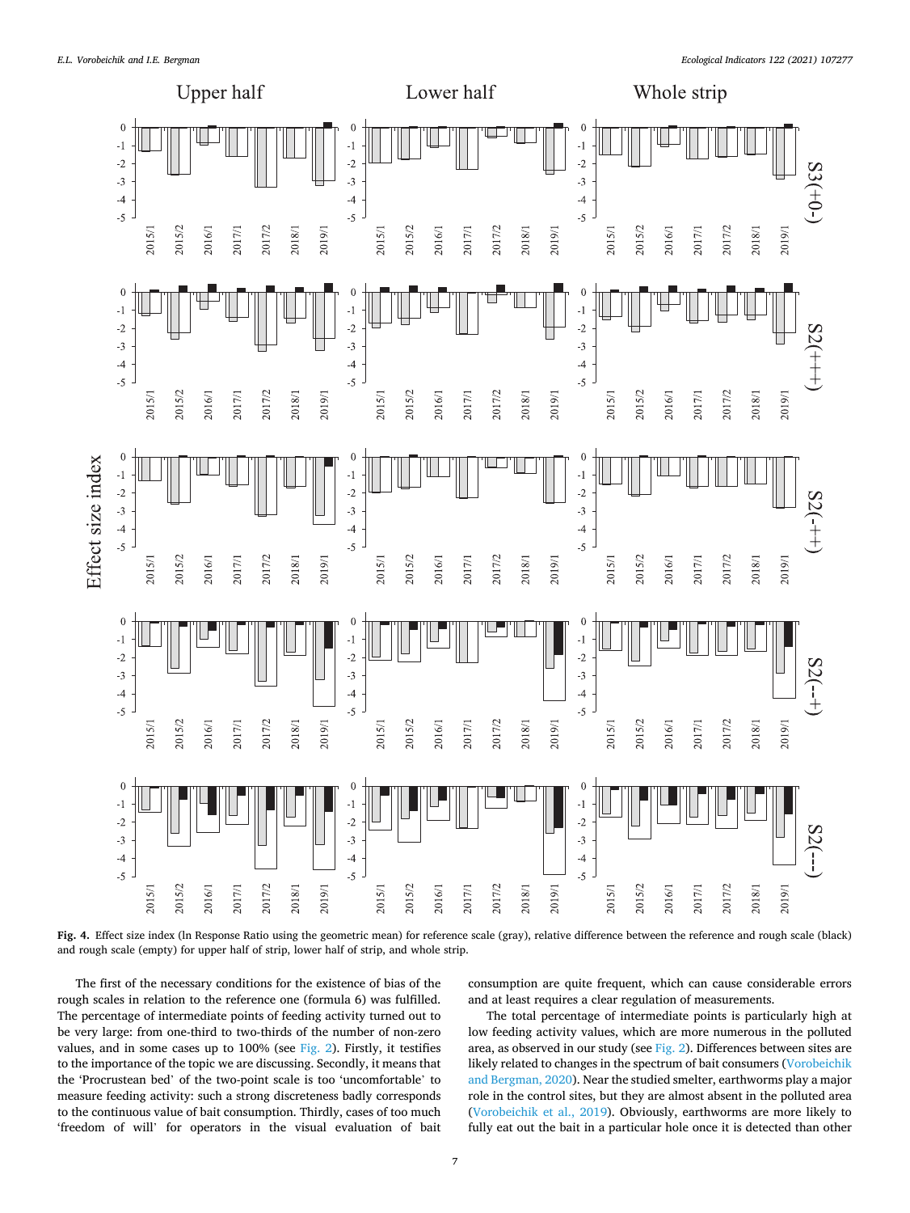**Fig. 4.** Effect size index (ln Response Ratio using the geometric mean) for reference scale (gray), relative difference between the reference and rough scale (black) and rough scale (empty) for upper half of strip, lower half of strip, and whole strip.

The first of the necessary conditions for the existence of bias of the rough scales in relation to the reference one (formula 6) was fulfilled. The percentage of intermediate points of feeding activity turned out to be very large: from one-third to two-thirds of the number of non-zero values, and in some cases up to 100% (see Fig. 2). Firstly, it testifies to the importance of the topic we are discussing. Secondly, it means that the 'Procrustean bed' of the two-point scale is too 'uncomfortable' to measure feeding activity: such a strong discreteness badly corresponds to the continuous value of bait consumption. Thirdly, cases of too much 'freedom of will' for operators in the visual evaluation of bait consumption are quite frequent, which can cause considerable errors and at least requires a clear regulation of measurements.

The total percentage of intermediate points is particularly high at low feeding activity values, which are more numerous in the polluted area, as observed in our study (see Fig. 2). Differences between sites are likely related to changes in the spectrum of bait consumers (Vorobeichik and Bergman, 2020). Near the studied smelter, earthworms play a major role in the control sites, but they are almost absent in the polluted area (Vorobeichik et al., 2019). Obviously, earthworms are more likely to fully eat out the bait in a particular hole once it is detected than other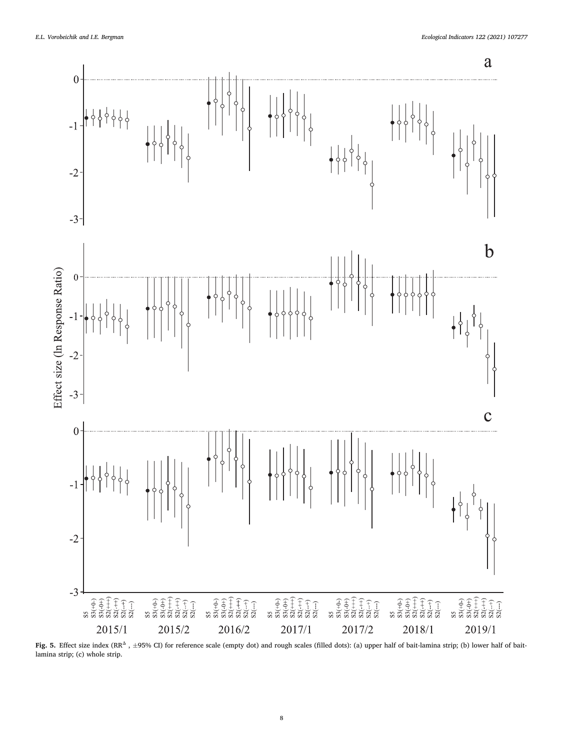Fig. 5. Effect size index ($RR^{\Delta}$, ±95% CI) for reference scale (empty dot) and rough scales (filled dots): (a) upper half of bait-lamina strip; (b) lower half of bait-lamina strip; (c) whole strip.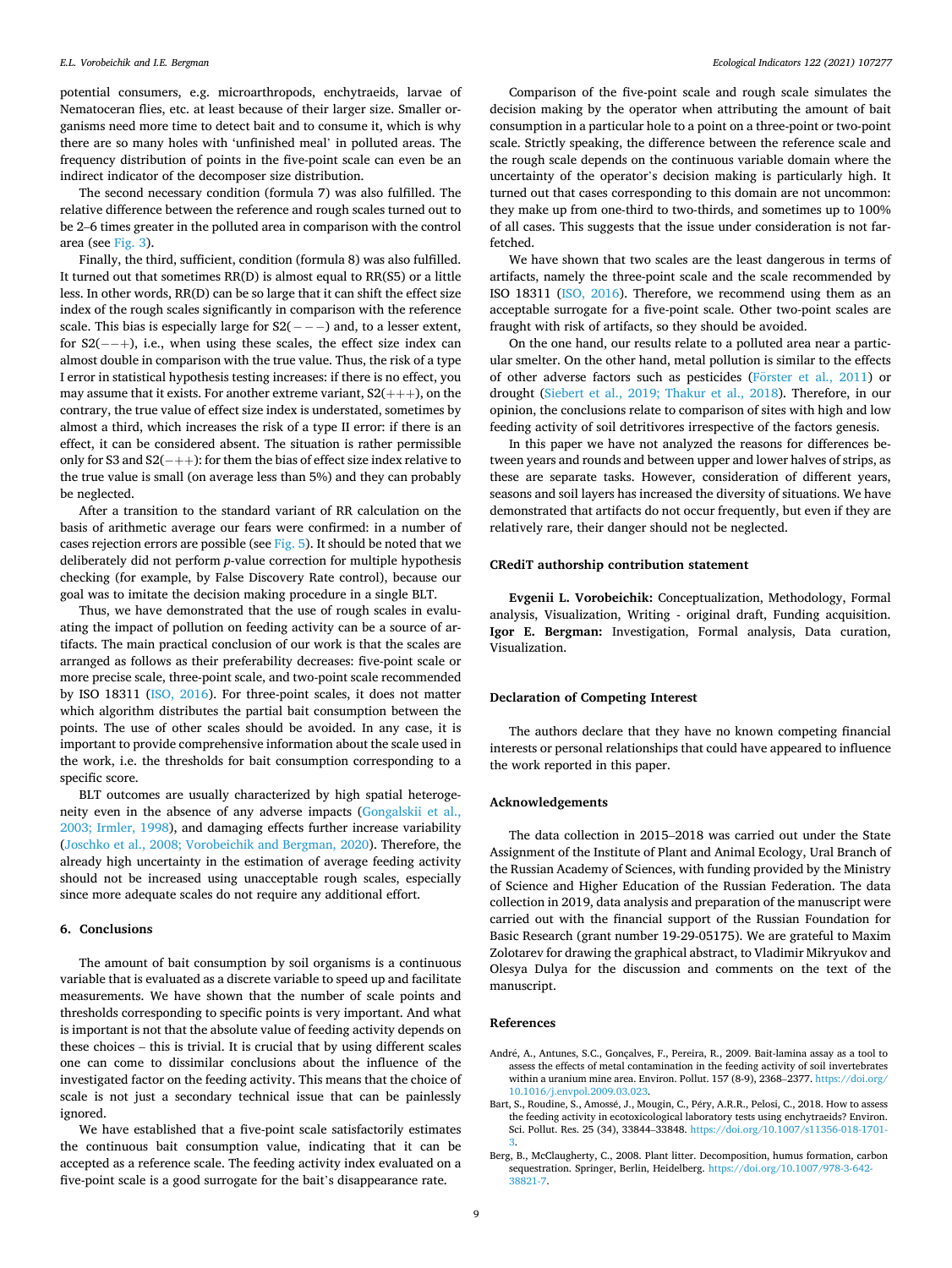potential consumers, e.g. microarthropods, enchytraeids, larvae of Nematoceran flies, etc. at least because of their larger size. Smaller organisms need more time to detect bait and to consume it, which is why there are so many holes with 'unfinished meal' in polluted areas. The frequency distribution of points in the five-point scale can even be an indirect indicator of the decomposer size distribution.

The second necessary condition (formula 7) was also fulfilled. The relative difference between the reference and rough scales turned out to be 2–6 times greater in the polluted area in comparison with the control area (see Fig. 3).

Finally, the third, sufficient, condition (formula 8) was also fulfilled. It turned out that sometimes RR(D) is almost equal to RR(S5) or a little less. In other words, RR(D) can be so large that it can shift the effect size index of the rough scales significantly in comparison with the reference scale. This bias is especially large for S2(− − −) and, to a lesser extent, for S2(− − +), i.e., when using these scales, the effect size index can almost double in comparison with the true value. Thus, the risk of a type I error in statistical hypothesis testing increases: if there is no effect, you may assume that it exists. For another extreme variant, S2(+++), on the contrary, the true value of effect size index is understated, sometimes by almost a third, which increases the risk of a type II error: if there is an effect, it can be considered absent. The situation is rather permissible only for S3 and S2(− + +): for them the bias of effect size index relative to the true value is small (on average less than 5%) and they can probably be neglected.

After a transition to the standard variant of RR calculation on the basis of arithmetic average our fears were confirmed: in a number of cases rejection errors are possible (see Fig. 5). It should be noted that we deliberately did not perform *p*-value correction for multiple hypothesis checking (for example, by False Discovery Rate control), because our goal was to imitate the decision making procedure in a single BLT.

Thus, we have demonstrated that the use of rough scales in evaluating the impact of pollution on feeding activity can be a source of artifacts. The main practical conclusion of our work is that the scales are arranged as follows as their preferability decreases: five-point scale or more precise scale, three-point scale, and two-point scale recommended by ISO 18311 (ISO, 2016). For three-point scales, it does not matter which algorithm distributes the partial bait consumption between the points. The use of other scales should be avoided. In any case, it is important to provide comprehensive information about the scale used in the work, i.e. the thresholds for bait consumption corresponding to a specific score.

BLT outcomes are usually characterized by high spatial heterogeneity even in the absence of any adverse impacts (Gongalskii et al., 2003; Irmler, 1998), and damaging effects further increase variability (Joschko et al., 2008; Vorobeichik and Bergman, 2020). Therefore, the already high uncertainty in the estimation of average feeding activity should not be increased using unacceptable rough scales, especially since more adequate scales do not require any additional effort.

## 6. Conclusions

The amount of bait consumption by soil organisms is a continuous variable that is evaluated as a discrete variable to speed up and facilitate measurements. We have shown that the number of scale points and thresholds corresponding to specific points is very important. And what is important is not that the absolute value of feeding activity depends on these choices – this is trivial. It is crucial that by using different scales one can come to dissimilar conclusions about the influence of the investigated factor on the feeding activity. This means that the choice of scale is not just a secondary technical issue that can be painlessly ignored.

We have established that a five-point scale satisfactorily estimates the continuous bait consumption value, indicating that it can be accepted as a reference scale. The feeding activity index evaluated on a five-point scale is a good surrogate for the bait's disappearance rate.

Comparison of the five-point scale and rough scale simulates the decision making by the operator when attributing the amount of bait consumption in a particular hole to a point on a three-point or two-point scale. Strictly speaking, the difference between the reference scale and the rough scale depends on the continuous variable domain where the uncertainty of the operator's decision making is particularly high. It turned out that cases corresponding to this domain are not uncommon: they make up from one-third to two-thirds, and sometimes up to 100% of all cases. This suggests that the issue under consideration is not far-fetched.

We have shown that two scales are the least dangerous in terms of artifacts, namely the three-point scale and the scale recommended by ISO 18311 (ISO, 2016). Therefore, we recommend using them as an acceptable surrogate for a five-point scale. Other two-point scales are fraught with risk of artifacts, so they should be avoided.

On the one hand, our results relate to a polluted area near a particular smelter. On the other hand, metal pollution is similar to the effects of other adverse factors such as pesticides (Förster et al., 2011) or drought (Siebert et al., 2019; Thakur et al., 2018). Therefore, in our opinion, the conclusions relate to comparison of sites with high and low feeding activity of soil detritivores irrespective of the factors genesis.

In this paper we have not analyzed the reasons for differences between years and rounds and between upper and lower halves of strips, as these are separate tasks. However, consideration of different years, seasons and soil layers has increased the diversity of situations. We have demonstrated that artifacts do not occur frequently, but even if they are relatively rare, their danger should not be neglected.

## CRediT authorship contribution statement

**Evgenii L. Vorobeichik:** Conceptualization, Methodology, Formal analysis, Visualization, Writing - original draft, Funding acquisition. **Igor E. Bergman:** Investigation, Formal analysis, Data curation, Visualization.

## Declaration of Competing Interest

The authors declare that they have no known competing financial interests or personal relationships that could have appeared to influence the work reported in this paper.

## Acknowledgements

The data collection in 2015–2018 was carried out under the State Assignment of the Institute of Plant and Animal Ecology, Ural Branch of the Russian Academy of Sciences, with funding provided by the Ministry of Science and Higher Education of the Russian Federation. The data collection in 2019, data analysis and preparation of the manuscript were carried out with the financial support of the Russian Foundation for Basic Research (grant number 19-29-05175). We are grateful to Maxim Zolotarev for drawing the graphical abstract, to Vladimir Mikryukov and Olesya Dulya for the discussion and comments on the text of the manuscript.

## References

André, A., Antunes, S.C., Gonçalves, F., Pereira, R., 2009. Bait-lamina assay as a tool to assess the effects of metal contamination in the feeding activity of soil invertebrates within a uranium mine area. Environ. Pollut. 157 (8-9), 2368–2377. https://doi.org/10.1016/j.envpol.2009.03.023.

Bart, S., Roudine, S., Amossé, J., Mougin, C., Péry, A.R.R., Pelosi, C., 2018. How to assess the feeding activity in ecotoxicological laboratory tests using enchytraeids? Environ. Sci. Pollut. Res. 25 (34), 33844–33848. https://doi.org/10.1007/s11356-018-1701-3.

Berg, B., McClaugherty, C., 2008. Plant litter. Decomposition, humus formation, carbon sequestration. Springer, Berlin, Heidelberg. https://doi.org/10.1007/978-3-642-38821-7.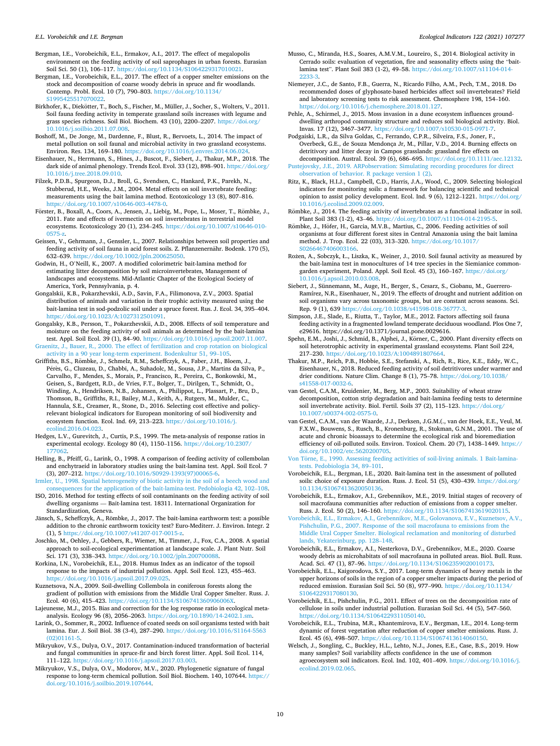Bergman, I.E., Vorobeichik, E.L., Ermakov, A.I., 2017. The effect of megalopolis environment on the feeding activity of soil saprophages in urban forests. Eurasian Soil Sci. 50 (1), 106–117. https://doi.org/10.1134/S1064229317010021.

Bergman, I.E., Vorobeichik, E.L., 2017. The effect of a copper smelter emissions on the stock and decomposition of coarse woody debris in spruce and fir woodlands. Contemp. Probl. Ecol. 10 (7), 790–803. https://doi.org/10.1134/S1995425517070022.

Birkhofer, K., Diekötter, T., Boch, S., Fischer, M., Müller, J., Socher, S., Wolters, V., 2011. Soil fauna feeding activity in temperate grassland soils increases with legume and grass species richness. Soil Biol. Biochem. 43 (10), 2200–2207. https://doi.org/10.1016/j.soilbio.2011.07.008.

Boshoff, M., De Jonge, M., Dardenne, F., Blust, R., Bervoets, L., 2014. The impact of metal pollution on soil faunal and microbial activity in two grassland ecosystems. Environ. Res. 134, 169–180. https://doi.org/10.1016/j.envres.2014.06.024.

Eisenhauer, N., Herrmann, S., Hines, J., Buscot, F., Siebert, J., Thakur, M.P., 2018. The dark side of animal phenology. Trends Ecol. Evol. 33 (12), 898–901. https://doi.org/10.1016/j.tree.2018.09.010.

Filzek, P.D.B., Spurgeon, D.J., Broll, G., Svendsen, C., Hankard, P.K., Parekh, N., Stubberud, H.E., Weeks, J.M., 2004. Metal effects on soil invertebrate feeding: measurements using the bait lamina method. Ecotoxicology 13 (8), 807–816. https://doi.org/10.1007/s10646-003-4478-0.

Förster, B., Boxall, A., Coors, A., Jensen, J., Liebig, M., Pope, L., Moser, T., Römbke, J., 2011. Fate and effects of ivermectin on soil invertebrates in terrestrial model ecosystems. Ecotoxicology 20 (1), 234–245. https://doi.org/10.1007/s10646-010-0575-z.

Geissen, V., Gehrmann, J., Genssler, L., 2007. Relationships between soil properties and feeding activity of soil fauna in acid forest soils. Z. Pflanzenernähr. Bodenk. 170 (5), 632–639. https://doi.org/10.1002/jpln.200625050.

Godwin, H., O'Neill, K., 2007. A modified colorimetric bait-lamina method for estimating litter decomposition by soil microinvertebrates, Management of landscapes and ecosystems. Mid-Atlantic Chapter of the Ecological Society of America, York, Pennsylvania, p. 4.

Gongalskii, K.B., Pokarzhevskii, A.D., Savin, F.A., Filimonova, Z.V., 2003. Spatial distribution of animals and variation in their trophic activity measured using the bait-lamina test in sod-podzolic soil under a spruce forest. Rus. J. Ecol. 34, 395–404. https://doi.org/10.1023/A:1027312501091.

Gongalsky, K.B., Persson, T., Pokarzhevskii, A.D., 2008. Effects of soil temperature and moisture on the feeding activity of soil animals as determined by the bait-lamina test. Appl. Soil Ecol. 39 (1), 84–90. https://doi.org/10.1016/j.apsoil.2007.11.007.

Graenitz, J., Bauer, R., 2000. The effect of fertilization and crop rotation on biological activity in a 90 year long-term experiment. Bodenkultur 51, 99–105.

Griffiths, B.S., Römbke, J., Schmelz, R.M., Scheffczyk, A., Faber, J.H., Bloem, J., Pérès, G., Cluzeau, D., Chabbi, A., Suhadolc, M., Sousa, J.P., Martins da Silva, P., Carvalho, F., Mendes, S., Morais, P., Francisco, R., Pereira, C., Bonkowski, M., Geisen, S., Bardgett, R.D., de Vries, F.T., Bolger, T., Dirilgen, T., Schmidt, O., Winding, A., Hendriksen, N.B., Johansen, A., Philippot, L., Plassart, P., Bru, D., Thomson, B., Griffiths, R.I., Bailey, M.J., Keith, A., Rutgers, M., Mulder, C., Hannula, S.E., Creamer, R., Stone, D., 2016. Selecting cost effective and policy-relevant biological indicators for European monitoring of soil biodiversity and ecosystem function. Ecol. Ind. 69, 213–223. https://doi.org/10.1016/j.ecolind.2016.04.023.

Hedges, L.V., Gurevitch, J., Curtis, P.S., 1999. The meta-analysis of response ratios in experimental ecology. Ecology 80 (4), 1150–1156. https://doi.org/10.2307/177062.

Helling, B., Pfeiff, G., Larink, O., 1998. A comparison of feeding activity of collembolan and enchytraeid in laboratory studies using the bait-lamina test. Appl. Soil Ecol. 7 (3), 207–212. https://doi.org/10.1016/S0929-1393(97)00065-6.

Irmler, U., 1998. Spatial heterogeneity of biotic activity in the soil of a beech wood and consequences for the application of the bait-lamina-test. Pedobiologia 42, 102–108.

ISO, 2016. Method for testing effects of soil contaminants on the feeding activity of soil dwelling organisms — Bait-lamina test. International Organization for Standardization. 18311. International Organization for Standardization, Geneva.

Jänsch, S., Scheffczyk, A., Römbke, J., 2017. The bait-lamina earthworm test: a possible addition to the chronic earthworm toxicity test? Euro-Mediterr. J. Environ. Integr. 2 (1), 5 https://doi.org/10.1007/s41207-017-0015-z.

Joschko, M., Oehley, J., Gebbers, R., Wiemer, M., Timmer, J., Fox, C.A., 2008. A spatial approach to soil-ecological experimentation at landscape scale. J. Plant Nutr. Soil Sci. 171 (3), 338–343. https://doi.org/10.1002/jpln.200700088.

Korkina, I.N., Vorobeichik, E.L., 2018. Humus Index as an indicator of the topsoil response to the impacts of industrial pollution. Appl. Soil Ecol. 123, 455–463. https://doi.org/10.1016/j.apsoil.2017.09.025.

Kuznetsova, N.A., 2009. Soil-dwelling Collembola in coniferous forests along the gradient of pollution with emissions from the Middle Ural Copper Smelter. Russ. J. Ecol. 40 (6), 415–423. https://doi.org/10.1134/S106741360906006X.

Lajeunesse, M.J., 2015. Bias and correction for the log response ratio in ecological meta-analysis. Ecology 96 (8), 2056–2063. https://doi.org/10.1890/14-2402.1.sm.

Larink, O., Sommer, R., 2002. Influence of coated seeds on soil organisms tested with bait lamina. Eur. J. Soil Biol. 38 (3-4), 287–290. https://doi.org/10.1016/S1164-5563(02)01161-5.

Mikryukov, V.S., Dulya, O.V., 2017. Contamination-induced transformation of bacterial and fungal communities in spruce-fir and birch forest litter. Appl. Soil Ecol. 114, 111–122. https://doi.org/10.1016/j.apsoil.2017.03.003.

Mikryukov, V.S., Dulya, O.V., Modorov, M.V., 2020. Phylogenetic signature of fungal response to long-term chemical pollution. Soil Biol. Biochem. 140, 107644. https://doi.org/10.1016/j.soilbio.2019.107644.

Musso, C., Miranda, H.S., Soares, A.M.V.M., Loureiro, S., 2014. Biological activity in Cerrado soils: evaluation of vegetation, fire and seasonality effects using the "bait-lamina test". Plant Soil 383 (1-2), 49–58. https://doi.org/10.1007/s11104-014-2233-3.

Niemeyer, J.C., de Santo, F.B., Guerra, N., Ricardo Filho, A.M., Pech, T.M., 2018. Do recommended doses of glyphosate-based herbicides affect soil invertebrates? Field and laboratory screening tests to risk assessment. Chemosphere 198, 154–160. https://doi.org/10.1016/j.chemosphere.2018.01.127.

Pehle, A., Schirmel, J., 2015. Moss invasion in a dune ecosystem influences ground-dwelling arthropod community structure and reduces soil biological activity. Biol. Invas. 17 (12), 3467–3477. https://doi.org/10.1007/s10530-015-0971-7.

Podgaiski, L.R., da Silva Goldas, C., Ferrando, C.P.R., Silveira, F.S., Joner, F., Overbeck, G.E., de Souza Mendonça Jr, M., Pillar, V.D., 2014. Burning effects on detritivory and litter decay in Campos grasslands: grassland fire effects on decomposition. Austral. Ecol. 39 (6), 686–695. https://doi.org/10.1111/aec.12132.

Pustejovsky, J.E., 2019. ARPobservation: Simulating recording procedures for direct observation of behavior. R package version 1 (2).

Ritz, K., Black, H.I.J., Campbell, C.D., Harris, J.A., Wood, C., 2009. Selecting biological indicators for monitoring soils: a framework for balancing scientific and technical opinion to assist policy development. Ecol. Ind. 9 (6), 1212–1221. https://doi.org/10.1016/j.ecolind.2009.02.009.

Römbke, J., 2014. The feeding activity of invertebrates as a functional indicator in soil. Plant Soil 383 (1-2), 43–46. https://doi.org/10.1007/s11104-014-2195-5.

Römbke, J., Höfer, H., Garcia, M.V.B., Martius, C., 2006. Feeding activities of soil organisms at four different forest sites in Central Amazonia using the bait lamina method. J. Trop. Ecol. 22 (03), 313–320. https://doi.org/10.1017/S0266467406003166.

Rożen, A., Sobczyk, Ł., Liszka, K., Weiner, J., 2010. Soil faunal activity as measured by the bait-lamina test in monocultures of 14 tree species in the Siemianice common-garden experiment, Poland. Appl. Soil Ecol. 45 (3), 160–167. https://doi.org/10.1016/j.apsoil.2010.03.008.

Siebert, J., Sünnemann, M., Auge, H., Berger, S., Cesarz, S., Ciobanu, M., Guerrero-Ramírez, N.R., Eisenhauer, N., 2019. The effects of drought and nutrient addition on soil organisms vary across taxonomic groups, but are constant across seasons. Sci. Rep. 9 (1), 639 https://doi.org/10.1038/s41598-018-36777-3.

Simpson, J.E., Slade, E., Riutta, T., Taylor, M.E., 2012. Factors affecting soil fauna feeding activity in a fragmented lowland temperate deciduous woodland. Plos One 7, e29616. https://doi.org/10.1371/journal.pone.0029616.

Spehn, E.M., Joshi, J., Schmid, B., Alphei, J., Körner, C., 2000. Plant diversity effects on soil heterotrophic activity in experimental grassland ecosystems. Plant Soil 224, 217–230. https://doi.org/10.1023/A:1004891807664.

Thakur, M.P., Reich, P.B., Hobbie, S.E., Stefanski, A., Rich, R., Rice, K.E., Eddy, W.C., Eisenhauer, N., 2018. Reduced feeding activity of soil detritivores under warmer and drier conditions. Nature Clim. Change 8 (1), 75–78. https://doi.org/10.1038/s41558-017-0032-6.

van Gestel, C.A.M., Kruidenier, M., Berg, M.P., 2003. Suitability of wheat straw decomposition, cotton strip degradation and bait-lamina feeding tests to determine soil invertebrate activity. Biol. Fertil. Soils 37 (2), 115–123. https://doi.org/10.1007/s00374-002-0575-0.

van Gestel, C.A.M., van der Waarde, J.J., Derksen, J.G.M.(., van der Hoek, E.E., Veul, M. F.X.W., Bouwens, S., Rusch, B., Kronenburg, R., Stokman, G.N.M., 2001. The use of acute and chronic bioassays to determine the ecological risk and bioremediation efficiency of oil-polluted soils. Environ. Toxicol. Chem. 20 (7), 1438–1449. https://doi.org/10.1002/etc.5620200705.

Von Törne, E., 1990. Assessing feeding activities of soil-living animals. 1 Bait-lamina-tests. Pedobiologia 34, 89–101.

Vorobeichik, E.L., Bergman, I.E., 2020. Bait-lamina test in the assessment of polluted soils: choice of exposure duration. Russ. J. Ecol. 51 (5), 430–439. https://doi.org/10.1134/S1067413620050136.

Vorobeichik, E.L., Ermakov, A.I., Grebennikov, M.E., 2019. Initial stages of recovery of soil macrofauna communities after reduction of emissions from a copper smelter. Russ. J. Ecol. 50 (2), 146–160. https://doi.org/10.1134/S1067413619020115.

Vorobeichik, E.L., Ermakov, A.I., Grebennikov, M.E., Golovanova, E.V., Kuznetsov, A.V., Pishchulin, P.G., 2007. Response of the soil macrofauna to emissions from the Middle Ural Copper Smelter. Biological reclamation and monitoring of disturbed lands, Yekaterinburg, pp. 128–148.

Vorobeichik, E.L., Ermakov, A.I., Nesterkova, D.V., Grebennikov, M.E., 2020. Coarse woody debris as microhabitats of soil macrofauna in polluted areas. Biol. Bull. Russ. Acad. Sci. 47 (1), 87–96. https://doi.org/10.1134/S1062359020010173.

Vorobeichik, E.L., Kaigorodova, S.Y., 2017. Long-term dynamics of heavy metals in the upper horizons of soils in the region of a copper smelter impacts during the period of reduced emission. Eurasian Soil Sci. 50 (8), 977–990. https://doi.org/10.1134/S1064229317080130.

Vorobeichik, E.L., Pishchulin, P.G., 2011. Effect of trees on the decomposition rate of cellulose in soils under industrial pollution. Eurasian Soil Sci. 44 (5), 547–560. https://doi.org/10.1134/S1064229311050140.

Vorobeichik, E.L., Trubina, M.R., Khantemirova, E.V., Bergman, I.E., 2014. Long-term dynamic of forest vegetation after reduction of copper smelter emissions. Russ. J. Ecol. 45 (6), 498–507. https://doi.org/10.1134/S1067413614060150.

Welsch, J., Songling, C., Buckley, H.L., Lehto, N.J., Jones, E.E., Case, B.S., 2019. How many samples? Soil variability affects confidence in the use of common agroecosystem soil indicators. Ecol. Ind. 102, 401–409. https://doi.org/10.1016/j.ecolind.2019.02.065.